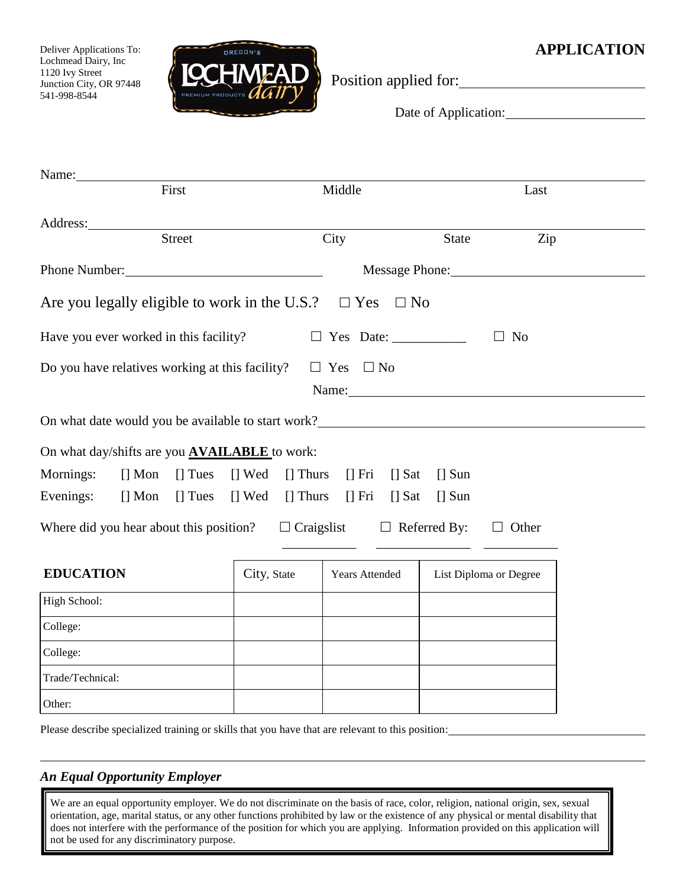Deliver Applications To:
Lochmead Dairy, Inc
1120 Ivy Street
Junction City, OR 97448
541-998-8544

# APPLICATION

Position applied for: ______________________

Date of Application: ______________________

Name: ______________________________________________
First | Middle | Last

Address: ______________________________________________
Street | City | State | Zip

Phone Number: ______________________ Message Phone: ______________________

Are you legally eligible to work in the U.S.? ☐ Yes ☐ No

Have you ever worked in this facility? ☐ Yes Date: ___________ ☐ No

Do you have relatives working at this facility? ☐ Yes ☐ No
Name: ______________________

On what date would you be available to start work? ______________________

On what day/shifts are you **AVAILABLE** to work:

Mornings: [] Mon [] Tues [] Wed [] Thurs [] Fri [] Sat [] Sun

Evenings: [] Mon [] Tues [] Wed [] Thurs [] Fri [] Sat [] Sun

Where did you hear about this position? ☐ Craigslist ☐ Referred By: ☐ Other

___________ ___________ ___________

| **EDUCATION** | City, State | Years Attended | List Diploma or Degree |
|---|---|---|---|
| High School: | | | |
| College: | | | |
| College: | | | |
| Trade/Technical: | | | |
| Other: | | | |

Please describe specialized training or skills that you have that are relevant to this position: ______________________

______________________________________________

***An Equal Opportunity Employer***

We are an equal opportunity employer. We do not discriminate on the basis of race, color, religion, national origin, sex, sexual orientation, age, marital status, or any other functions prohibited by law or the existence of any physical or mental disability that does not interfere with the performance of the position for which you are applying. Information provided on this application will not be used for any discriminatory purpose.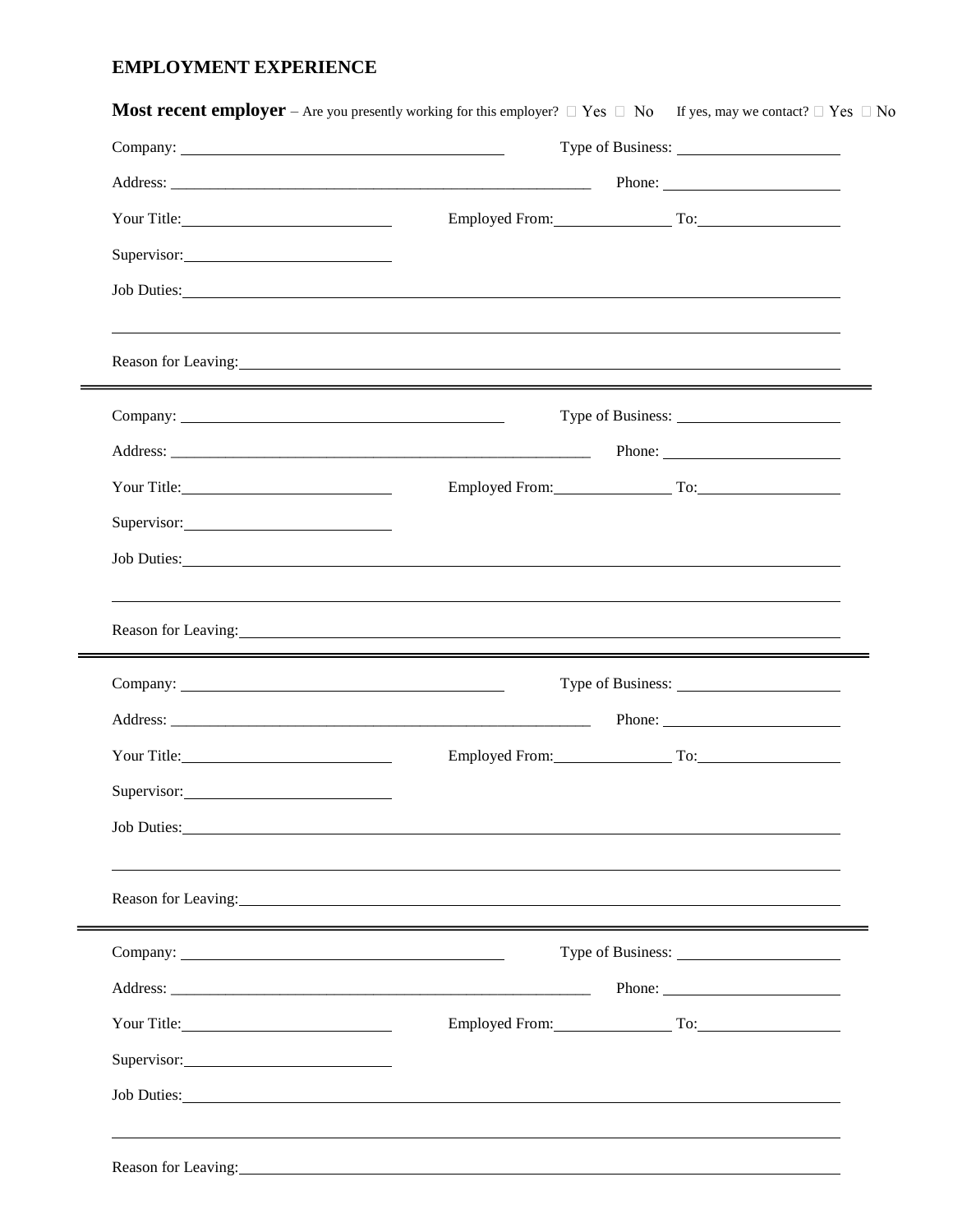## EMPLOYMENT EXPERIENCE

**Most recent employer** – Are you presently working for this employer? ☐ Yes ☐ No  If yes, may we contact? ☐ Yes ☐ No

Company: ______________________________ Type of Business: ____________________

Address: ______________________________ Phone: ____________________

Your Title: ____________________ Employed From: ______________ To: ______________

Supervisor: ____________________

Job Duties: ______________________________________________________________

__________________________________________________________________________

Reason for Leaving: _______________________________________________________

---

Company: ______________________________ Type of Business: ____________________

Address: ______________________________ Phone: ____________________

Your Title: ____________________ Employed From: ______________ To: ______________

Supervisor: ____________________

Job Duties: ______________________________________________________________

__________________________________________________________________________

Reason for Leaving: _______________________________________________________

---

Company: ______________________________ Type of Business: ____________________

Address: ______________________________ Phone: ____________________

Your Title: ____________________ Employed From: ______________ To: ______________

Supervisor: ____________________

Job Duties: ______________________________________________________________

__________________________________________________________________________

Reason for Leaving: _______________________________________________________

---

Company: ______________________________ Type of Business: ____________________

Address: ______________________________ Phone: ____________________

Your Title: ____________________ Employed From: ______________ To: ______________

Supervisor: ____________________

Job Duties: ______________________________________________________________

__________________________________________________________________________

Reason for Leaving: _______________________________________________________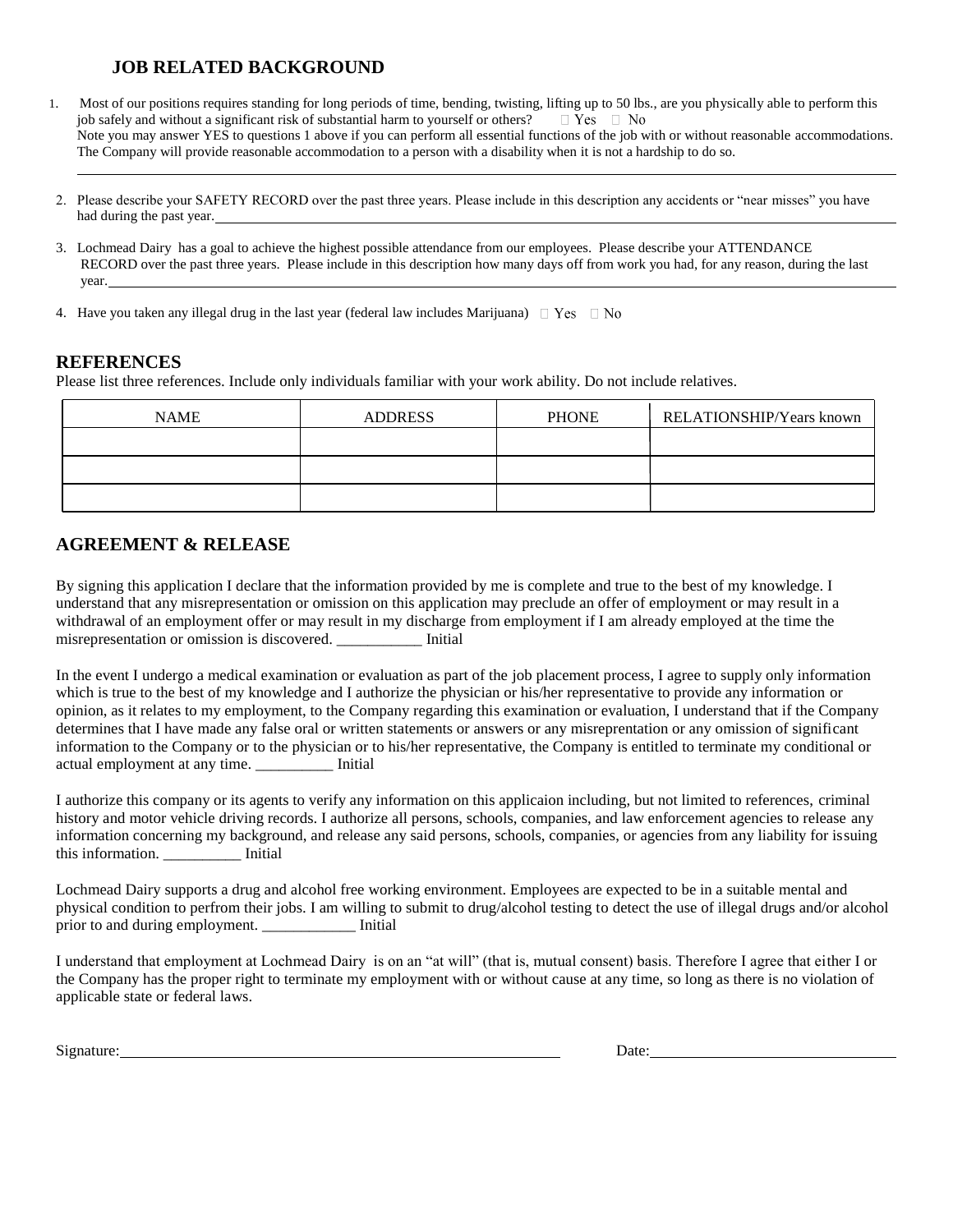## JOB RELATED BACKGROUND

1. Most of our positions requires standing for long periods of time, bending, twisting, lifting up to 50 lbs., are you physically able to perform this job safely and without a significant risk of substantial harm to yourself or others? ☐ Yes ☐ No
   Note you may answer YES to questions 1 above if you can perform all essential functions of the job with or without reasonable accommodations. The Company will provide reasonable accommodation to a person with a disability when it is not a hardship to do so.

2. Please describe your SAFETY RECORD over the past three years. Please include in this description any accidents or "near misses" you have had during the past year.

3. Lochmead Dairy has a goal to achieve the highest possible attendance from our employees. Please describe your ATTENDANCE RECORD over the past three years. Please include in this description how many days off from work you had, for any reason, during the last year.

4. Have you taken any illegal drug in the last year (federal law includes Marijuana) ☐ Yes ☐ No

## REFERENCES

Please list three references. Include only individuals familiar with your work ability. Do not include relatives.

| NAME | ADDRESS | PHONE | RELATIONSHIP/Years known |
|---|---|---|---|
| | | | |
| | | | |
| | | | |

## AGREEMENT & RELEASE

By signing this application I declare that the information provided by me is complete and true to the best of my knowledge. I understand that any misrepresentation or omission on this application may preclude an offer of employment or may result in a withdrawal of an employment offer or may result in my discharge from employment if I am already employed at the time the misrepresentation or omission is discovered. ___________ Initial

In the event I undergo a medical examination or evaluation as part of the job placement process, I agree to supply only information which is true to the best of my knowledge and I authorize the physician or his/her representative to provide any information or opinion, as it relates to my employment, to the Company regarding this examination or evaluation, I understand that if the Company determines that I have made any false oral or written statements or answers or any misreprentation or any omission of significant information to the Company or to the physician or to his/her representative, the Company is entitled to terminate my conditional or actual employment at any time. __________ Initial

I authorize this company or its agents to verify any information on this applicaion including, but not limited to references, criminal history and motor vehicle driving records. I authorize all persons, schools, companies, and law enforcement agencies to release any information concerning my background, and release any said persons, schools, companies, or agencies from any liability for issuing this information. __________ Initial

Lochmead Dairy supports a drug and alcohol free working environment. Employees are expected to be in a suitable mental and physical condition to perfrom their jobs. I am willing to submit to drug/alcohol testing to detect the use of illegal drugs and/or alcohol prior to and during employment. ____________ Initial

I understand that employment at Lochmead Dairy is on an "at will" (that is, mutual consent) basis. Therefore I agree that either I or the Company has the proper right to terminate my employment with or without cause at any time, so long as there is no violation of applicable state or federal laws.

Signature:______________________________ Date:______________________